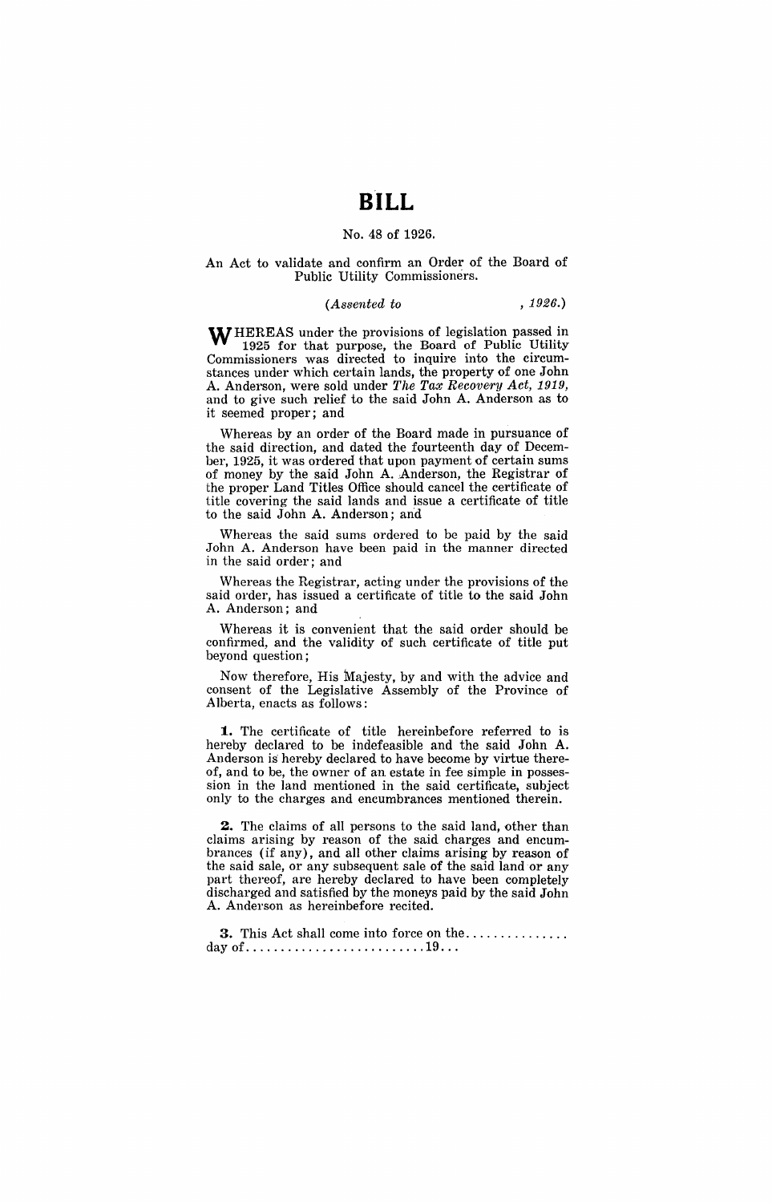# BILL

No. 48 of 1926.

An Act to validate and confirm an Order of the Board of Public Utility Commissioners.

*(Assented to , 1926.)*

WHEREAS under the provisions of legislation passed in 1925 for that purpose, the Board of Public Utility Commissioners was directed to inquire into the circumstances under which certain lands, the property of one John A. Anderson, were sold under *The Tax Recovery Act, 1919,* and to give such relief to the said John A. Anderson as to it seemed proper; and

Whereas by an order of the Board made in pursuance of the said direction, and dated the fourteenth day of December, 1925, it was ordered that upon payment of certain sums of money by the said John A. Anderson, the Registrar of the proper Land Titles Office should cancel the certificate of title covering the said lands and issue a certificate of title to the said John A. Anderson; and

Whereas the said sums ordered to be paid by the said John A. Anderson have been paid in the manner directed in the said order; and

Whereas the Registrar, acting under the provisions of the said order, has issued a certificate of title to the said John A. Anderson; and

Whereas it is convenient that the said order should be confirmed, and the validity of such certificate of title put beyond question;

Now therefore, His Majesty, by and with the advice and consent of the Legislative Assembly of the Province of Alberta, enacts as follows:

**1.** The certificate of title hereinbefore referred to is hereby declared to be indefeasible and the said John A. Anderson is hereby declared to have become by virtue thereof, and to be, the owner of an estate in fee simple in possession in the land mentioned in the said certificate, subject only to the charges and encumbrances mentioned therein.

**2.** The claims of all persons to the said land, other than claims arising by reason of the said charges and encumbrances (if any), and all other claims arising by reason of the said sale, or any subsequent sale of the said land or any part thereof, are hereby declared to have been completely discharged and satisfied by the moneys paid by the said John A. Anderson as hereinbefore recited.

**3.** This Act shall come into force on the............... day of..........................19...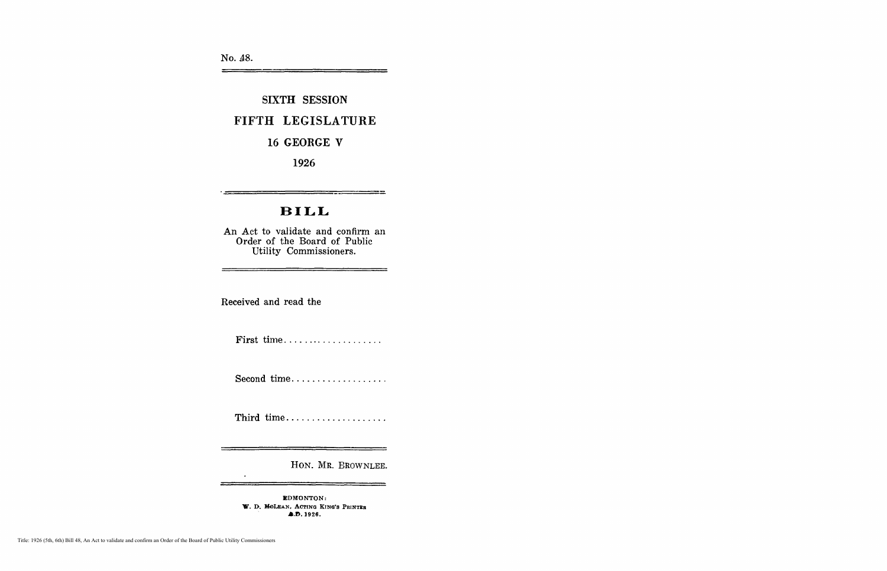No. 48.

# SIXTH SESSION

# FIFTH LEGISLATURE

# 16 GEORGE V

# 1926

## BILL

An Act to validate and confirm an Order of the Board of Public Utility Commissioners.

Received and read the

First time....................

Second time..................

Third time...................

HON. MR. BROWNLEE.

EDMONTON:
W. D. McLEAN, ACTING KING'S PRINTER
A.D. 1926.